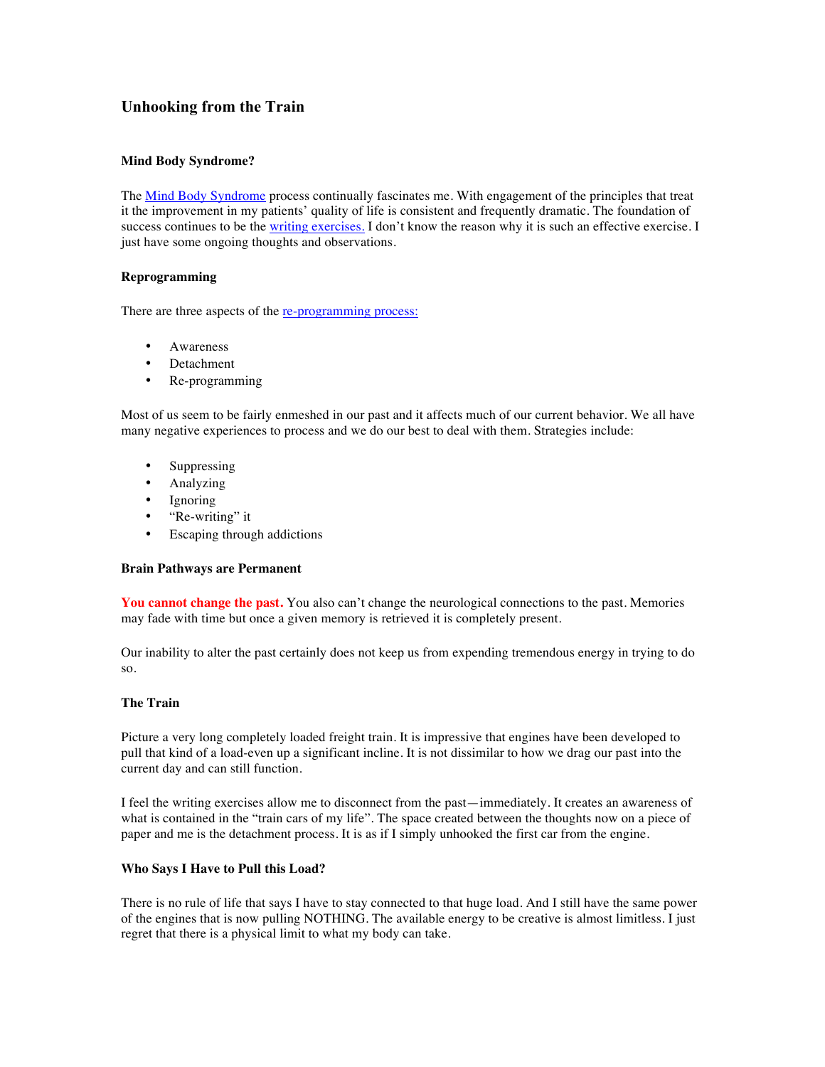# Unhooking from the Train

### Mind Body Syndrome?

The Mind Body Syndrome process continually fascinates me. With engagement of the principles that treat it the improvement in my patients' quality of life is consistent and frequently dramatic. The foundation of success continues to be the writing exercises. I don't know the reason why it is such an effective exercise. I just have some ongoing thoughts and observations.

### Reprogramming

There are three aspects of the re-programming process:

- Awareness
- Detachment
- Re-programming

Most of us seem to be fairly enmeshed in our past and it affects much of our current behavior. We all have many negative experiences to process and we do our best to deal with them. Strategies include:

- Suppressing
- Analyzing
- Ignoring
- "Re-writing" it
- Escaping through addictions

### Brain Pathways are Permanent

**You cannot change the past.** You also can't change the neurological connections to the past. Memories may fade with time but once a given memory is retrieved it is completely present.

Our inability to alter the past certainly does not keep us from expending tremendous energy in trying to do so.

### The Train

Picture a very long completely loaded freight train. It is impressive that engines have been developed to pull that kind of a load-even up a significant incline. It is not dissimilar to how we drag our past into the current day and can still function.

I feel the writing exercises allow me to disconnect from the past—immediately. It creates an awareness of what is contained in the "train cars of my life". The space created between the thoughts now on a piece of paper and me is the detachment process. It is as if I simply unhooked the first car from the engine.

### Who Says I Have to Pull this Load?

There is no rule of life that says I have to stay connected to that huge load. And I still have the same power of the engines that is now pulling NOTHING. The available energy to be creative is almost limitless. I just regret that there is a physical limit to what my body can take.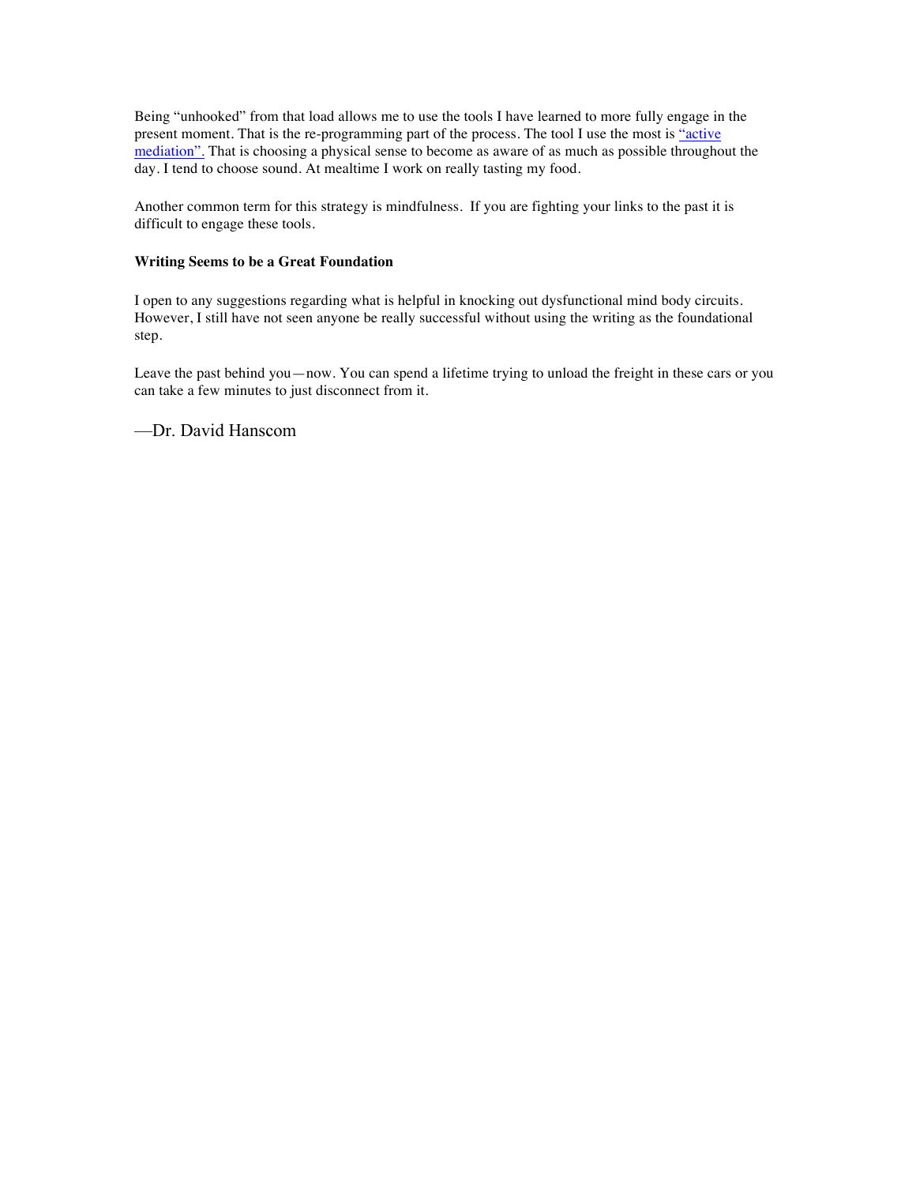Being “unhooked” from that load allows me to use the tools I have learned to more fully engage in the present moment. That is the re-programming part of the process. The tool I use the most is “active mediation”. That is choosing a physical sense to become as aware of as much as possible throughout the day. I tend to choose sound. At mealtime I work on really tasting my food.

Another common term for this strategy is mindfulness. If you are fighting your links to the past it is difficult to engage these tools.

**Writing Seems to be a Great Foundation**

I open to any suggestions regarding what is helpful in knocking out dysfunctional mind body circuits. However, I still have not seen anyone be really successful without using the writing as the foundational step.

Leave the past behind you—now. You can spend a lifetime trying to unload the freight in these cars or you can take a few minutes to just disconnect from it.

—Dr. David Hanscom